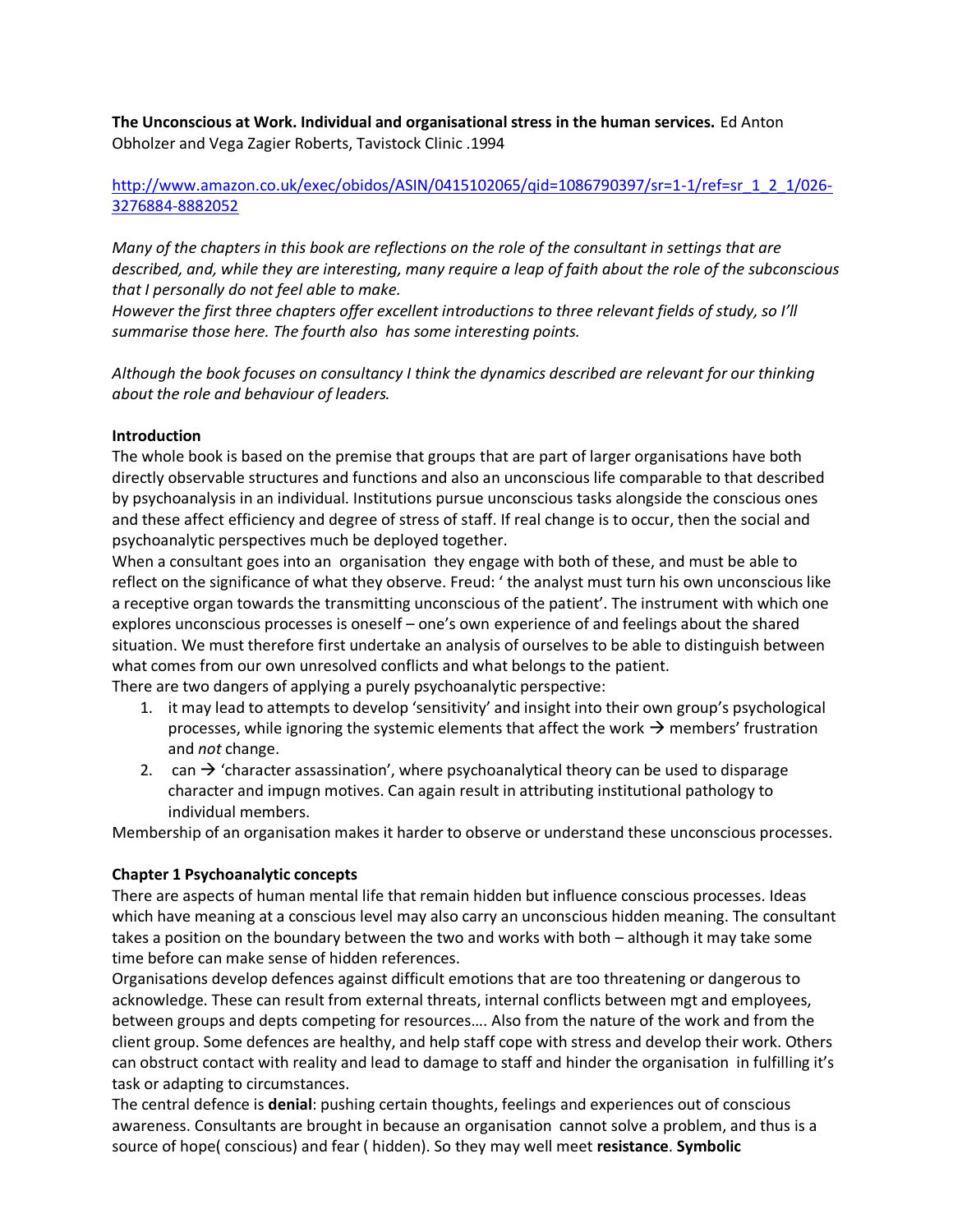**The Unconscious at Work. Individual and organisational stress in the human services.** Ed Anton Obholzer and Vega Zagier Roberts, Tavistock Clinic .1994

[http://www.amazon.co.uk/exec/obidos/ASIN/0415102065/qid=1086790397/sr=1-1/ref=sr_1_2_1/026-3276884-8882052](http://www.amazon.co.uk/exec/obidos/ASIN/0415102065/qid=1086790397/sr=1-1/ref=sr_1_2_1/026-3276884-8882052)

*Many of the chapters in this book are reflections on the role of the consultant in settings that are described, and, while they are interesting, many require a leap of faith about the role of the subconscious that I personally do not feel able to make.*
*However the first three chapters offer excellent introductions to three relevant fields of study, so I'll summarise those here. The fourth also has some interesting points.*

*Although the book focuses on consultancy I think the dynamics described are relevant for our thinking about the role and behaviour of leaders.*

**Introduction**

The whole book is based on the premise that groups that are part of larger organisations have both directly observable structures and functions and also an unconscious life comparable to that described by psychoanalysis in an individual. Institutions pursue unconscious tasks alongside the conscious ones and these affect efficiency and degree of stress of staff. If real change is to occur, then the social and psychoanalytic perspectives much be deployed together.
When a consultant goes into an organisation they engage with both of these, and must be able to reflect on the significance of what they observe. Freud: ' the analyst must turn his own unconscious like a receptive organ towards the transmitting unconscious of the patient'. The instrument with which one explores unconscious processes is oneself – one's own experience of and feelings about the shared situation. We must therefore first undertake an analysis of ourselves to be able to distinguish between what comes from our own unresolved conflicts and what belongs to the patient.
There are two dangers of applying a purely psychoanalytic perspective:

1. it may lead to attempts to develop 'sensitivity' and insight into their own group's psychological processes, while ignoring the systemic elements that affect the work → members' frustration and *not* change.
2. can → 'character assassination', where psychoanalytical theory can be used to disparage character and impugn motives. Can again result in attributing institutional pathology to individual members.

Membership of an organisation makes it harder to observe or understand these unconscious processes.

**Chapter 1 Psychoanalytic concepts**

There are aspects of human mental life that remain hidden but influence conscious processes. Ideas which have meaning at a conscious level may also carry an unconscious hidden meaning. The consultant takes a position on the boundary between the two and works with both – although it may take some time before can make sense of hidden references.
Organisations develop defences against difficult emotions that are too threatening or dangerous to acknowledge. These can result from external threats, internal conflicts between mgt and employees, between groups and depts competing for resources…. Also from the nature of the work and from the client group. Some defences are healthy, and help staff cope with stress and develop their work. Others can obstruct contact with reality and lead to damage to staff and hinder the organisation in fulfilling it's task or adapting to circumstances.
The central defence is **denial**: pushing certain thoughts, feelings and experiences out of conscious awareness. Consultants are brought in because an organisation cannot solve a problem, and thus is a source of hope( conscious) and fear ( hidden). So they may well meet **resistance**. **Symbolic**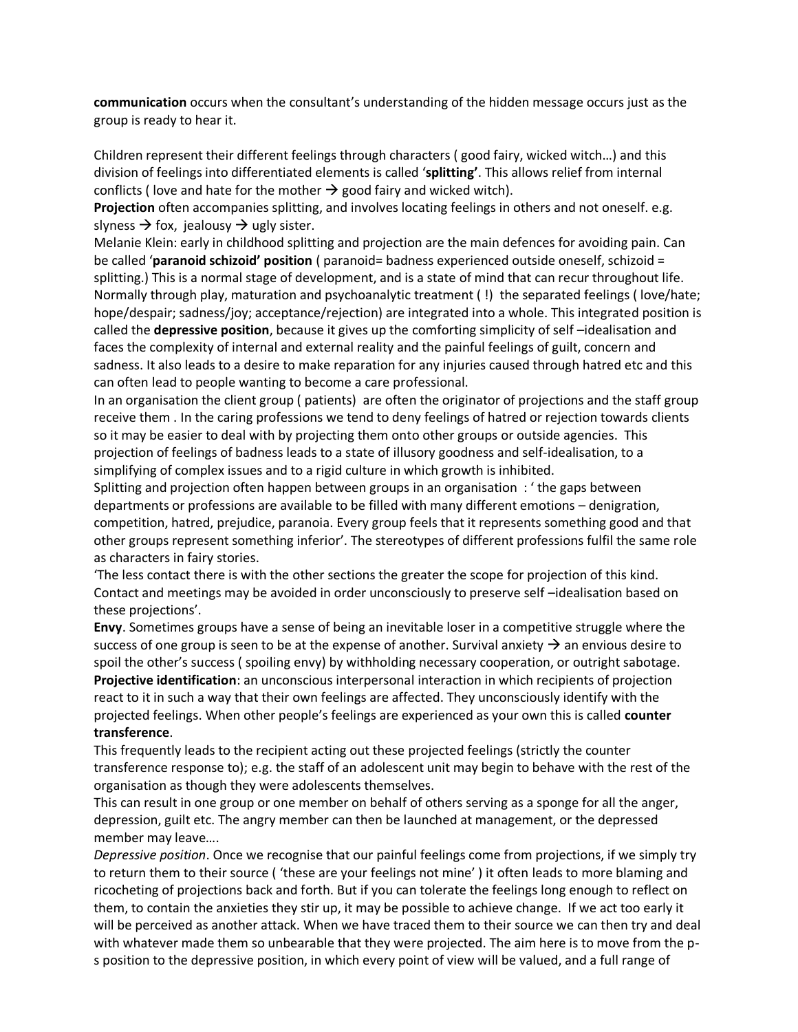**communication** occurs when the consultant's understanding of the hidden message occurs just as the group is ready to hear it.

Children represent their different feelings through characters ( good fairy, wicked witch…) and this division of feelings into differentiated elements is called '**splitting'**. This allows relief from internal conflicts ( love and hate for the mother → good fairy and wicked witch).
**Projection** often accompanies splitting, and involves locating feelings in others and not oneself. e.g. slyness → fox, jealousy → ugly sister.
Melanie Klein: early in childhood splitting and projection are the main defences for avoiding pain. Can be called '**paranoid schizoid' position** ( paranoid= badness experienced outside oneself, schizoid = splitting.) This is a normal stage of development, and is a state of mind that can recur throughout life. Normally through play, maturation and psychoanalytic treatment ( !) the separated feelings ( love/hate; hope/despair; sadness/joy; acceptance/rejection) are integrated into a whole. This integrated position is called the **depressive position**, because it gives up the comforting simplicity of self –idealisation and faces the complexity of internal and external reality and the painful feelings of guilt, concern and sadness. It also leads to a desire to make reparation for any injuries caused through hatred etc and this can often lead to people wanting to become a care professional.
In an organisation the client group ( patients) are often the originator of projections and the staff group receive them . In the caring professions we tend to deny feelings of hatred or rejection towards clients so it may be easier to deal with by projecting them onto other groups or outside agencies. This projection of feelings of badness leads to a state of illusory goodness and self-idealisation, to a simplifying of complex issues and to a rigid culture in which growth is inhibited.
Splitting and projection often happen between groups in an organisation : ' the gaps between departments or professions are available to be filled with many different emotions – denigration, competition, hatred, prejudice, paranoia. Every group feels that it represents something good and that other groups represent something inferior'. The stereotypes of different professions fulfil the same role as characters in fairy stories.
'The less contact there is with the other sections the greater the scope for projection of this kind. Contact and meetings may be avoided in order unconsciously to preserve self –idealisation based on these projections'.
**Envy**. Sometimes groups have a sense of being an inevitable loser in a competitive struggle where the success of one group is seen to be at the expense of another. Survival anxiety → an envious desire to spoil the other's success ( spoiling envy) by withholding necessary cooperation, or outright sabotage.
**Projective identification**: an unconscious interpersonal interaction in which recipients of projection react to it in such a way that their own feelings are affected. They unconsciously identify with the projected feelings. When other people's feelings are experienced as your own this is called **counter transference**.
This frequently leads to the recipient acting out these projected feelings (strictly the counter transference response to); e.g. the staff of an adolescent unit may begin to behave with the rest of the organisation as though they were adolescents themselves.
This can result in one group or one member on behalf of others serving as a sponge for all the anger, depression, guilt etc. The angry member can then be launched at management, or the depressed member may leave….
*Depressive position*. Once we recognise that our painful feelings come from projections, if we simply try to return them to their source ( 'these are your feelings not mine' ) it often leads to more blaming and ricocheting of projections back and forth. But if you can tolerate the feelings long enough to reflect on them, to contain the anxieties they stir up, it may be possible to achieve change. If we act too early it will be perceived as another attack. When we have traced them to their source we can then try and deal with whatever made them so unbearable that they were projected. The aim here is to move from the p-s position to the depressive position, in which every point of view will be valued, and a full range of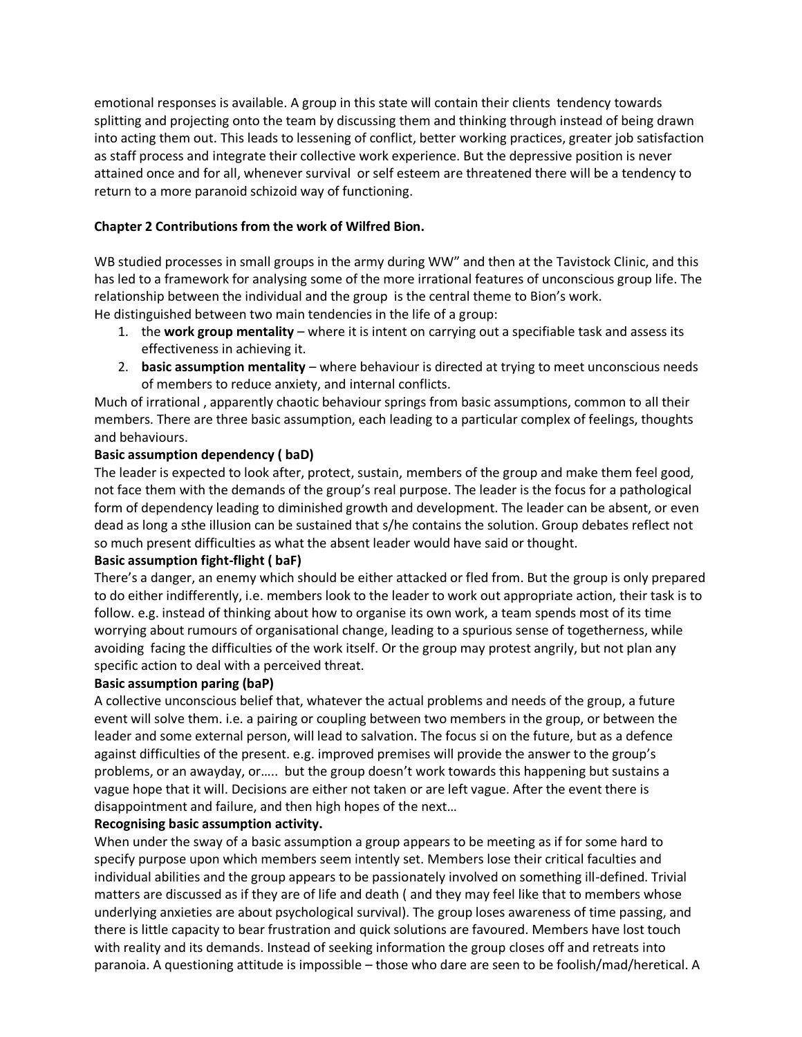emotional responses is available. A group in this state will contain their clients tendency towards splitting and projecting onto the team by discussing them and thinking through instead of being drawn into acting them out. This leads to lessening of conflict, better working practices, greater job satisfaction as staff process and integrate their collective work experience. But the depressive position is never attained once and for all, whenever survival or self esteem are threatened there will be a tendency to return to a more paranoid schizoid way of functioning.

**Chapter 2 Contributions from the work of Wilfred Bion.**

WB studied processes in small groups in the army during WW" and then at the Tavistock Clinic, and this has led to a framework for analysing some of the more irrational features of unconscious group life. The relationship between the individual and the group is the central theme to Bion's work.
He distinguished between two main tendencies in the life of a group:

1. the **work group mentality** – where it is intent on carrying out a specifiable task and assess its effectiveness in achieving it.
2. **basic assumption mentality** – where behaviour is directed at trying to meet unconscious needs of members to reduce anxiety, and internal conflicts.

Much of irrational , apparently chaotic behaviour springs from basic assumptions, common to all their members. There are three basic assumption, each leading to a particular complex of feelings, thoughts and behaviours.

**Basic assumption dependency ( baD)**

The leader is expected to look after, protect, sustain, members of the group and make them feel good, not face them with the demands of the group's real purpose. The leader is the focus for a pathological form of dependency leading to diminished growth and development. The leader can be absent, or even dead as long a sthe illusion can be sustained that s/he contains the solution. Group debates reflect not so much present difficulties as what the absent leader would have said or thought.

**Basic assumption fight-flight ( baF)**

There's a danger, an enemy which should be either attacked or fled from. But the group is only prepared to do either indifferently, i.e. members look to the leader to work out appropriate action, their task is to follow. e.g. instead of thinking about how to organise its own work, a team spends most of its time worrying about rumours of organisational change, leading to a spurious sense of togetherness, while avoiding facing the difficulties of the work itself. Or the group may protest angrily, but not plan any specific action to deal with a perceived threat.

**Basic assumption paring (baP)**

A collective unconscious belief that, whatever the actual problems and needs of the group, a future event will solve them. i.e. a pairing or coupling between two members in the group, or between the leader and some external person, will lead to salvation. The focus si on the future, but as a defence against difficulties of the present. e.g. improved premises will provide the answer to the group's problems, or an awayday, or….. but the group doesn't work towards this happening but sustains a vague hope that it will. Decisions are either not taken or are left vague. After the event there is disappointment and failure, and then high hopes of the next…

**Recognising basic assumption activity.**

When under the sway of a basic assumption a group appears to be meeting as if for some hard to specify purpose upon which members seem intently set. Members lose their critical faculties and individual abilities and the group appears to be passionately involved on something ill-defined. Trivial matters are discussed as if they are of life and death ( and they may feel like that to members whose underlying anxieties are about psychological survival). The group loses awareness of time passing, and there is little capacity to bear frustration and quick solutions are favoured. Members have lost touch with reality and its demands. Instead of seeking information the group closes off and retreats into paranoia. A questioning attitude is impossible – those who dare are seen to be foolish/mad/heretical. A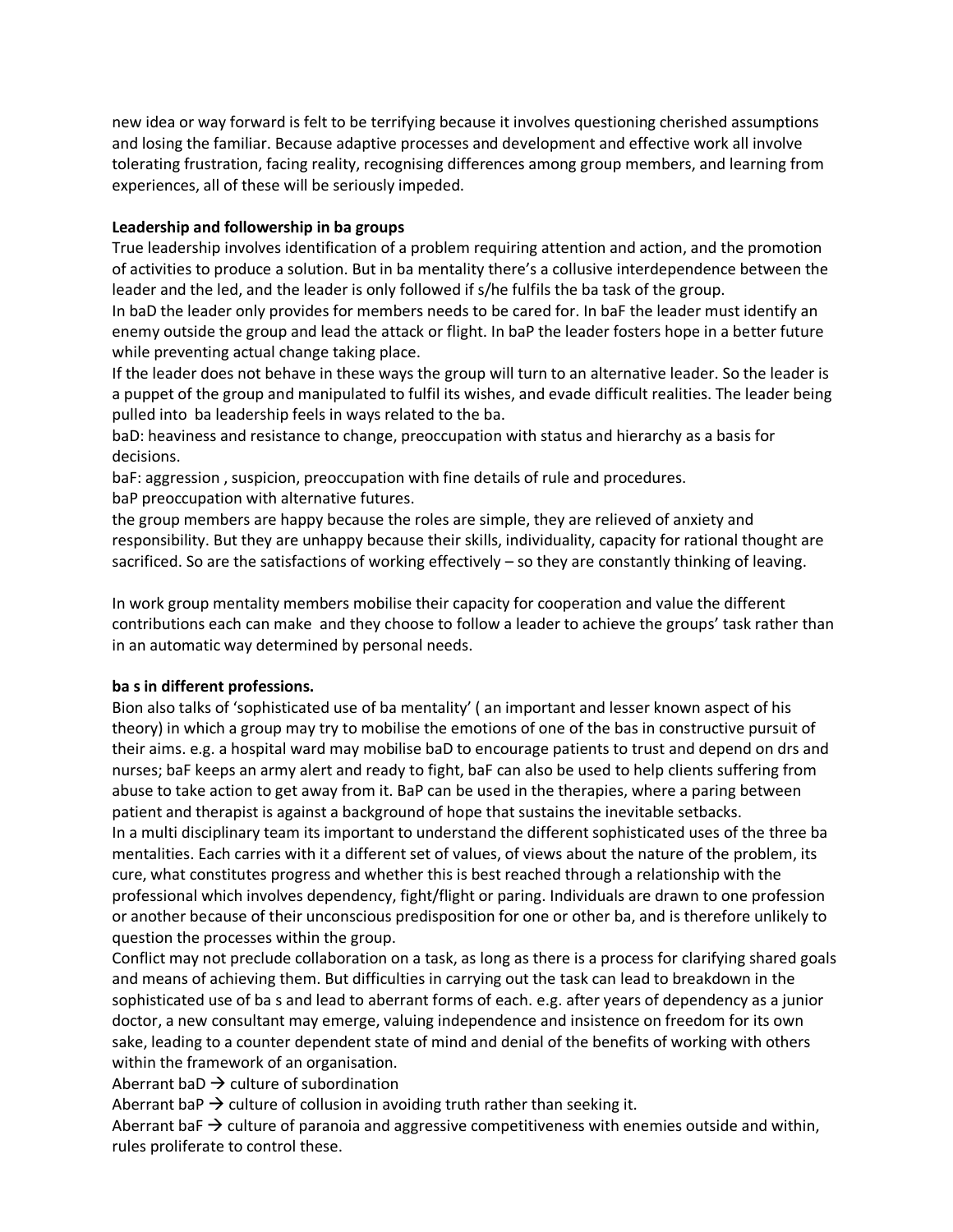new idea or way forward is felt to be terrifying because it involves questioning cherished assumptions and losing the familiar. Because adaptive processes and development and effective work all involve tolerating frustration, facing reality, recognising differences among group members, and learning from experiences, all of these will be seriously impeded.

**Leadership and followership in ba groups**

True leadership involves identification of a problem requiring attention and action, and the promotion of activities to produce a solution. But in ba mentality there's a collusive interdependence between the leader and the led, and the leader is only followed if s/he fulfils the ba task of the group.

In baD the leader only provides for members needs to be cared for. In baF the leader must identify an enemy outside the group and lead the attack or flight. In baP the leader fosters hope in a better future while preventing actual change taking place.

If the leader does not behave in these ways the group will turn to an alternative leader. So the leader is a puppet of the group and manipulated to fulfil its wishes, and evade difficult realities. The leader being pulled into ba leadership feels in ways related to the ba.

baD: heaviness and resistance to change, preoccupation with status and hierarchy as a basis for decisions.

baF: aggression , suspicion, preoccupation with fine details of rule and procedures.

baP preoccupation with alternative futures.

the group members are happy because the roles are simple, they are relieved of anxiety and responsibility. But they are unhappy because their skills, individuality, capacity for rational thought are sacrificed. So are the satisfactions of working effectively – so they are constantly thinking of leaving.

In work group mentality members mobilise their capacity for cooperation and value the different contributions each can make and they choose to follow a leader to achieve the groups' task rather than in an automatic way determined by personal needs.

**ba s in different professions.**

Bion also talks of 'sophisticated use of ba mentality' ( an important and lesser known aspect of his theory) in which a group may try to mobilise the emotions of one of the bas in constructive pursuit of their aims. e.g. a hospital ward may mobilise baD to encourage patients to trust and depend on drs and nurses; baF keeps an army alert and ready to fight, baF can also be used to help clients suffering from abuse to take action to get away from it. BaP can be used in the therapies, where a paring between patient and therapist is against a background of hope that sustains the inevitable setbacks.

In a multi disciplinary team its important to understand the different sophisticated uses of the three ba mentalities. Each carries with it a different set of values, of views about the nature of the problem, its cure, what constitutes progress and whether this is best reached through a relationship with the professional which involves dependency, fight/flight or paring. Individuals are drawn to one profession or another because of their unconscious predisposition for one or other ba, and is therefore unlikely to question the processes within the group.

Conflict may not preclude collaboration on a task, as long as there is a process for clarifying shared goals and means of achieving them. But difficulties in carrying out the task can lead to breakdown in the sophisticated use of ba s and lead to aberrant forms of each. e.g. after years of dependency as a junior doctor, a new consultant may emerge, valuing independence and insistence on freedom for its own sake, leading to a counter dependent state of mind and denial of the benefits of working with others within the framework of an organisation.

Aberrant baD → culture of subordination

Aberrant baP → culture of collusion in avoiding truth rather than seeking it.

Aberrant baF → culture of paranoia and aggressive competitiveness with enemies outside and within, rules proliferate to control these.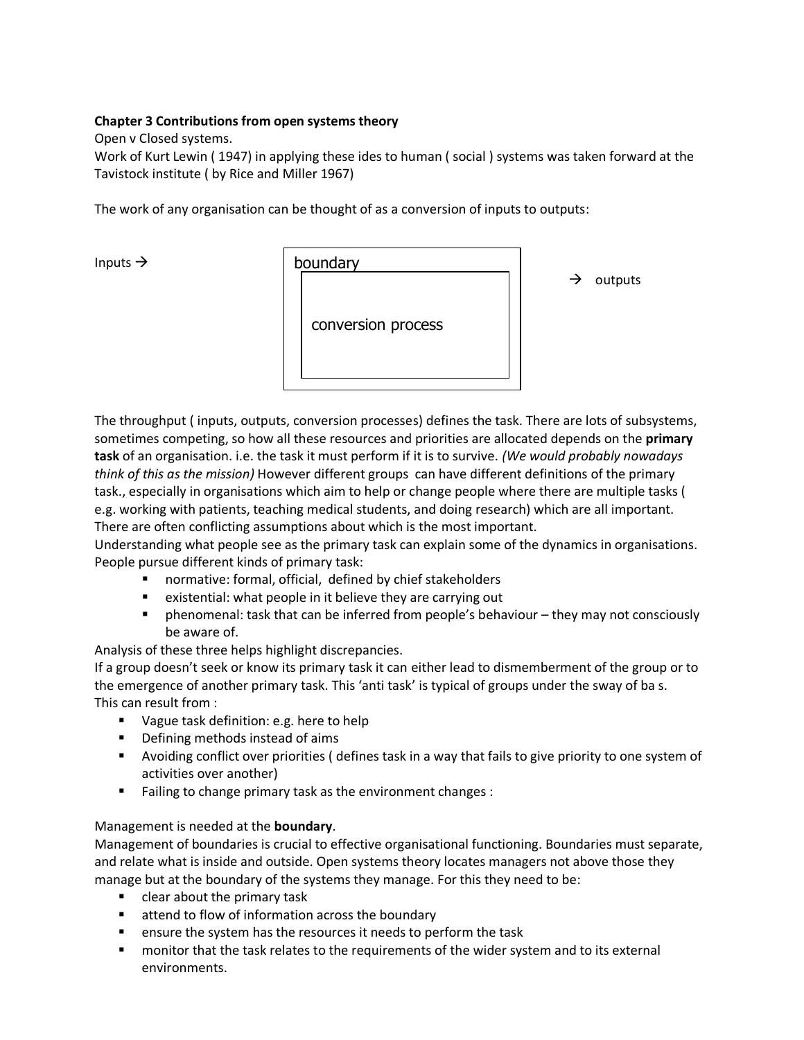**Chapter 3 Contributions from open systems theory**

Open v Closed systems.

Work of Kurt Lewin ( 1947) in applying these ides to human ( social ) systems was taken forward at the Tavistock institute ( by Rice and Miller 1967)

The work of any organisation can be thought of as a conversion of inputs to outputs:

Inputs → boundary [ conversion process ] → outputs

The throughput ( inputs, outputs, conversion processes) defines the task. There are lots of subsystems, sometimes competing, so how all these resources and priorities are allocated depends on the **primary task** of an organisation. i.e. the task it must perform if it is to survive. *(We would probably nowadays think of this as the mission)* However different groups can have different definitions of the primary task., especially in organisations which aim to help or change people where there are multiple tasks ( e.g. working with patients, teaching medical students, and doing research) which are all important. There are often conflicting assumptions about which is the most important.

Understanding what people see as the primary task can explain some of the dynamics in organisations. People pursue different kinds of primary task:

- normative: formal, official, defined by chief stakeholders
- existential: what people in it believe they are carrying out
- phenomenal: task that can be inferred from people's behaviour – they may not consciously be aware of.

Analysis of these three helps highlight discrepancies.

If a group doesn't seek or know its primary task it can either lead to dismemberment of the group or to the emergence of another primary task. This 'anti task' is typical of groups under the sway of ba s. This can result from :

- Vague task definition: e.g. here to help
- Defining methods instead of aims
- Avoiding conflict over priorities ( defines task in a way that fails to give priority to one system of activities over another)
- Failing to change primary task as the environment changes :

Management is needed at the **boundary**.

Management of boundaries is crucial to effective organisational functioning. Boundaries must separate, and relate what is inside and outside. Open systems theory locates managers not above those they manage but at the boundary of the systems they manage. For this they need to be:

- clear about the primary task
- attend to flow of information across the boundary
- ensure the system has the resources it needs to perform the task
- monitor that the task relates to the requirements of the wider system and to its external environments.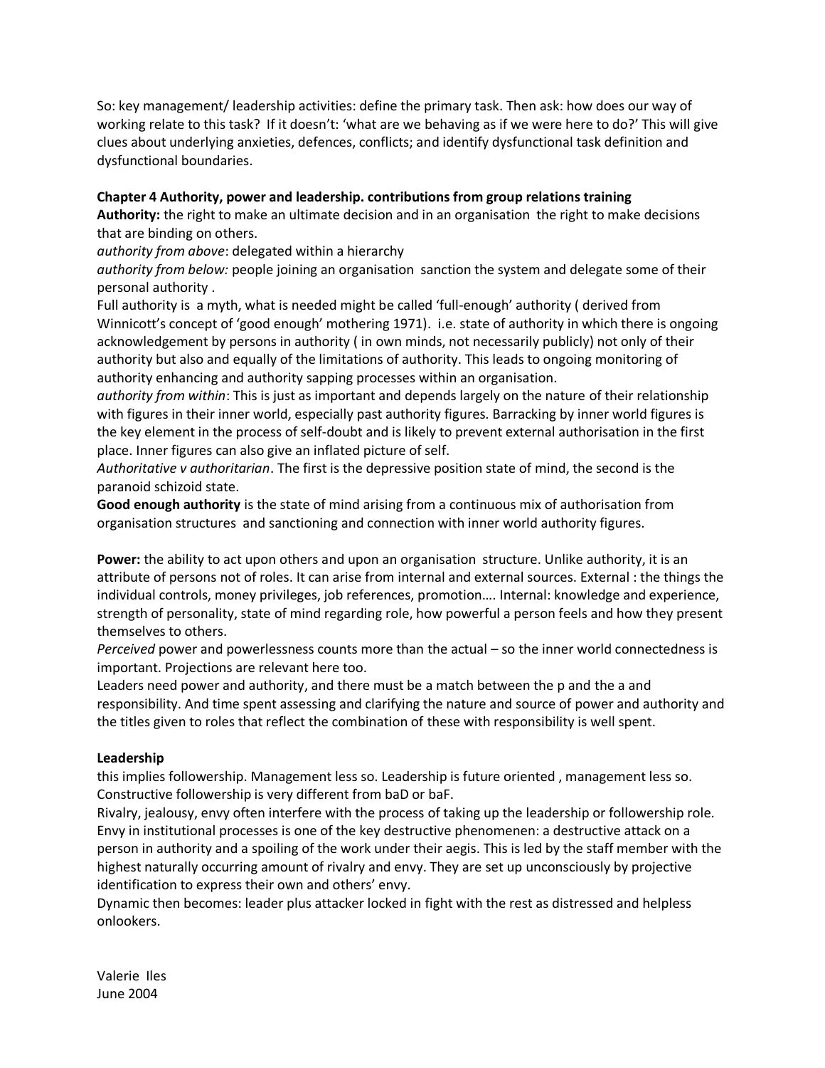So: key management/ leadership activities: define the primary task. Then ask: how does our way of working relate to this task? If it doesn't: 'what are we behaving as if we were here to do?' This will give clues about underlying anxieties, defences, conflicts; and identify dysfunctional task definition and dysfunctional boundaries.

**Chapter 4 Authority, power and leadership. contributions from group relations training**

**Authority:** the right to make an ultimate decision and in an organisation the right to make decisions that are binding on others.

*authority from above*: delegated within a hierarchy

*authority from below:* people joining an organisation sanction the system and delegate some of their personal authority .

Full authority is a myth, what is needed might be called 'full-enough' authority ( derived from Winnicott's concept of 'good enough' mothering 1971). i.e. state of authority in which there is ongoing acknowledgement by persons in authority ( in own minds, not necessarily publicly) not only of their authority but also and equally of the limitations of authority. This leads to ongoing monitoring of authority enhancing and authority sapping processes within an organisation.

*authority from within*: This is just as important and depends largely on the nature of their relationship with figures in their inner world, especially past authority figures. Barracking by inner world figures is the key element in the process of self-doubt and is likely to prevent external authorisation in the first place. Inner figures can also give an inflated picture of self.

*Authoritative v authoritarian*. The first is the depressive position state of mind, the second is the paranoid schizoid state.

**Good enough authority** is the state of mind arising from a continuous mix of authorisation from organisation structures and sanctioning and connection with inner world authority figures.

**Power:** the ability to act upon others and upon an organisation structure. Unlike authority, it is an attribute of persons not of roles. It can arise from internal and external sources. External : the things the individual controls, money privileges, job references, promotion…. Internal: knowledge and experience, strength of personality, state of mind regarding role, how powerful a person feels and how they present themselves to others.

*Perceived* power and powerlessness counts more than the actual – so the inner world connectedness is important. Projections are relevant here too.

Leaders need power and authority, and there must be a match between the p and the a and responsibility. And time spent assessing and clarifying the nature and source of power and authority and the titles given to roles that reflect the combination of these with responsibility is well spent.

**Leadership**

this implies followership. Management less so. Leadership is future oriented , management less so. Constructive followership is very different from baD or baF.

Rivalry, jealousy, envy often interfere with the process of taking up the leadership or followership role. Envy in institutional processes is one of the key destructive phenomenen: a destructive attack on a person in authority and a spoiling of the work under their aegis. This is led by the staff member with the highest naturally occurring amount of rivalry and envy. They are set up unconsciously by projective identification to express their own and others' envy.

Dynamic then becomes: leader plus attacker locked in fight with the rest as distressed and helpless onlookers.

Valerie Iles
June 2004